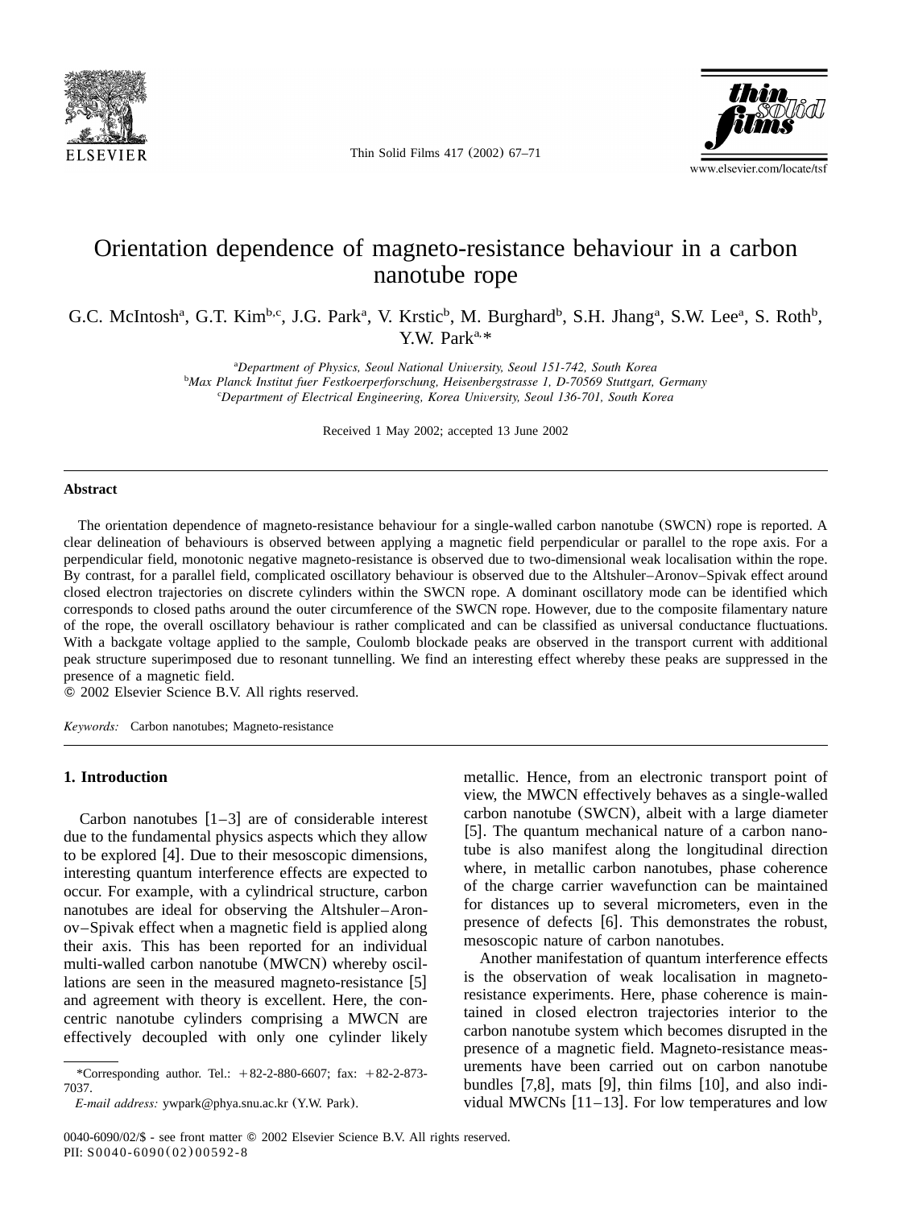# Orientation dependence of magneto-resistance behaviour in a carbon nanotube rope

G.C. McIntosh[a], G.T. Kim[b,c], J.G. Park[a], V. Krstic[b], M. Burghard[b], S.H. Jhang[a], S.W. Lee[a], S. Roth[b], Y.W. Park[a,*]

[a]*Department of Physics, Seoul National University, Seoul 151-742, South Korea*
[b]*Max Planck Institut fuer Festkoerperforschung, Heisenbergstrasse 1, D-70569 Stuttgart, Germany*
[c]*Department of Electrical Engineering, Korea University, Seoul 136-701, South Korea*

Received 1 May 2002; accepted 13 June 2002

## Abstract

The orientation dependence of magneto-resistance behaviour for a single-walled carbon nanotube (SWCN) rope is reported. A clear delineation of behaviours is observed between applying a magnetic field perpendicular or parallel to the rope axis. For a perpendicular field, monotonic negative magneto-resistance is observed due to two-dimensional weak localisation within the rope. By contrast, for a parallel field, complicated oscillatory behaviour is observed due to the Altshuler–Aronov–Spivak effect around closed electron trajectories on discrete cylinders within the SWCN rope. A dominant oscillatory mode can be identified which corresponds to closed paths around the outer circumference of the SWCN rope. However, due to the composite filamentary nature of the rope, the overall oscillatory behaviour is rather complicated and can be classified as universal conductance fluctuations. With a backgate voltage applied to the sample, Coulomb blockade peaks are observed in the transport current with additional peak structure superimposed due to resonant tunnelling. We find an interesting effect whereby these peaks are suppressed in the presence of a magnetic field.

© 2002 Elsevier Science B.V. All rights reserved.

*Keywords:* Carbon nanotubes; Magneto-resistance

## 1. Introduction

Carbon nanotubes [1–3] are of considerable interest due to the fundamental physics aspects which they allow to be explored [4]. Due to their mesoscopic dimensions, interesting quantum interference effects are expected to occur. For example, with a cylindrical structure, carbon nanotubes are ideal for observing the Altshuler–Aronov–Spivak effect when a magnetic field is applied along their axis. This has been reported for an individual multi-walled carbon nanotube (MWCN) whereby oscillations are seen in the measured magneto-resistance [5] and agreement with theory is excellent. Here, the concentric nanotube cylinders comprising a MWCN are effectively decoupled with only one cylinder likely metallic. Hence, from an electronic transport point of view, the MWCN effectively behaves as a single-walled carbon nanotube (SWCN), albeit with a large diameter [5]. The quantum mechanical nature of a carbon nanotube is also manifest along the longitudinal direction where, in metallic carbon nanotubes, phase coherence of the charge carrier wavefunction can be maintained for distances up to several micrometers, even in the presence of defects [6]. This demonstrates the robust, mesoscopic nature of carbon nanotubes.

Another manifestation of quantum interference effects is the observation of weak localisation in magneto-resistance experiments. Here, phase coherence is maintained in closed electron trajectories interior to the carbon nanotube system which becomes disrupted in the presence of a magnetic field. Magneto-resistance measurements have been carried out on carbon nanotube bundles [7,8], mats [9], thin films [10], and also individual MWCNs [11–13]. For low temperatures and low

*Corresponding author. Tel.: +82-2-880-6607; fax: +82-2-873-7037.

*E-mail address:* ywpark@phya.snu.ac.kr (Y.W. Park).

0040-6090/02/$ - see front matter © 2002 Elsevier Science B.V. All rights reserved.
PII: S0040-6090(02)00592-8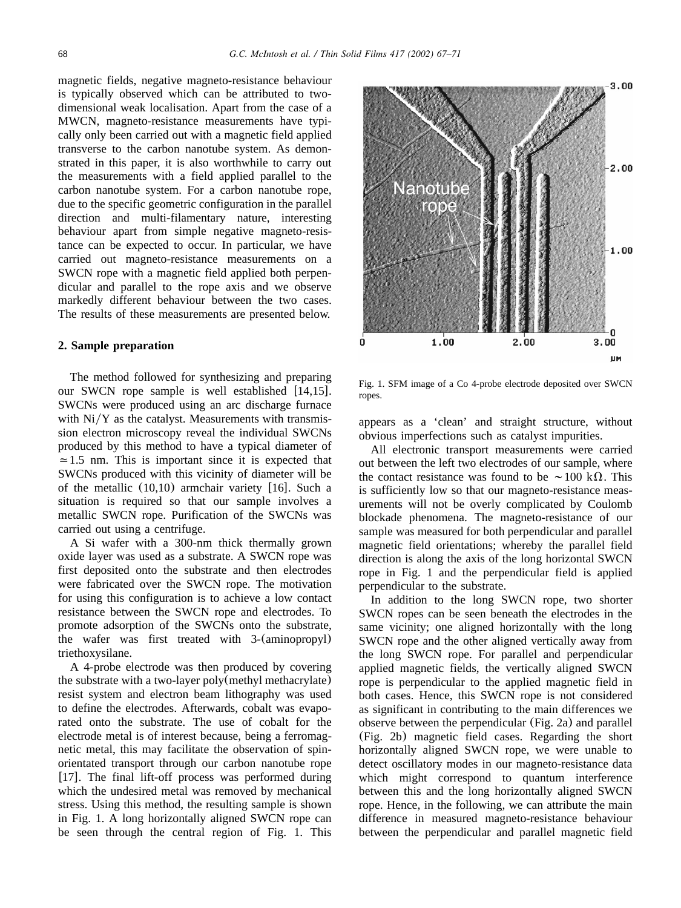magnetic fields, negative magneto-resistance behaviour is typically observed which can be attributed to two-dimensional weak localisation. Apart from the case of a MWCN, magneto-resistance measurements have typically only been carried out with a magnetic field applied transverse to the carbon nanotube system. As demonstrated in this paper, it is also worthwhile to carry out the measurements with a field applied parallel to the carbon nanotube system. For a carbon nanotube rope, due to the specific geometric configuration in the parallel direction and multi-filamentary nature, interesting behaviour apart from simple negative magneto-resistance can be expected to occur. In particular, we have carried out magneto-resistance measurements on a SWCN rope with a magnetic field applied both perpendicular and parallel to the rope axis and we observe markedly different behaviour between the two cases. The results of these measurements are presented below.

## 2. Sample preparation

The method followed for synthesizing and preparing our SWCN rope sample is well established [14,15]. SWCNs were produced using an arc discharge furnace with Ni/Y as the catalyst. Measurements with transmission electron microscopy reveal the individual SWCNs produced by this method to have a typical diameter of $\simeq 1.5$ nm. This is important since it is expected that SWCNs produced with this vicinity of diameter will be of the metallic (10,10) armchair variety [16]. Such a situation is required so that our sample involves a metallic SWCN rope. Purification of the SWCNs was carried out using a centrifuge.

A Si wafer with a 300-nm thick thermally grown oxide layer was used as a substrate. A SWCN rope was first deposited onto the substrate and then electrodes were fabricated over the SWCN rope. The motivation for using this configuration is to achieve a low contact resistance between the SWCN rope and electrodes. To promote adsorption of the SWCNs onto the substrate, the wafer was first treated with 3-(aminopropyl) triethoxysilane.

A 4-probe electrode was then produced by covering the substrate with a two-layer poly(methyl methacrylate) resist system and electron beam lithography was used to define the electrodes. Afterwards, cobalt was evaporated onto the substrate. The use of cobalt for the electrode metal is of interest because, being a ferromagnetic metal, this may facilitate the observation of spin-orientated transport through our carbon nanotube rope [17]. The final lift-off process was performed during which the undesired metal was removed by mechanical stress. Using this method, the resulting sample is shown in Fig. 1. A long horizontally aligned SWCN rope can be seen through the central region of Fig. 1. This appears as a 'clean' and straight structure, without obvious imperfections such as catalyst impurities.

Fig. 1. SFM image of a Co 4-probe electrode deposited over SWCN ropes.

All electronic transport measurements were carried out between the left two electrodes of our sample, where the contact resistance was found to be $\sim 100$ k$\Omega$. This is sufficiently low so that our magneto-resistance measurements will not be overly complicated by Coulomb blockade phenomena. The magneto-resistance of our sample was measured for both perpendicular and parallel magnetic field orientations; whereby the parallel field direction is along the axis of the long horizontal SWCN rope in Fig. 1 and the perpendicular field is applied perpendicular to the substrate.

In addition to the long SWCN rope, two shorter SWCN ropes can be seen beneath the electrodes in the same vicinity; one aligned horizontally with the long SWCN rope and the other aligned vertically away from the long SWCN rope. For parallel and perpendicular applied magnetic fields, the vertically aligned SWCN rope is perpendicular to the applied magnetic field in both cases. Hence, this SWCN rope is not considered as significant in contributing to the main differences we observe between the perpendicular (Fig. 2a) and parallel (Fig. 2b) magnetic field cases. Regarding the short horizontally aligned SWCN rope, we were unable to detect oscillatory modes in our magneto-resistance data which might correspond to quantum interference between this and the long horizontally aligned SWCN rope. Hence, in the following, we can attribute the main difference in measured magneto-resistance behaviour between the perpendicular and parallel magnetic field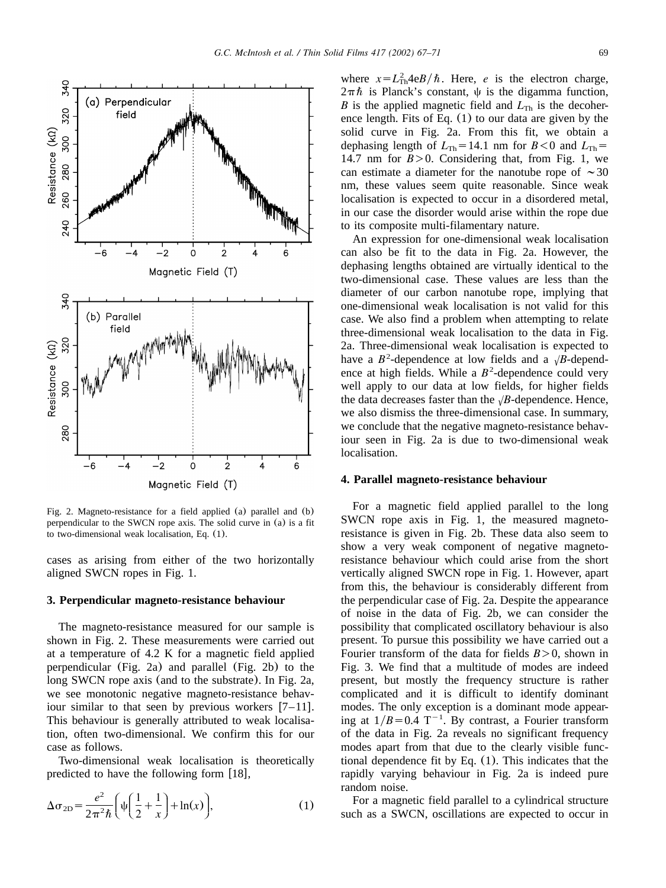Fig. 2. Magneto-resistance for a field applied (a) parallel and (b) perpendicular to the SWCN rope axis. The solid curve in (a) is a fit to two-dimensional weak localisation, Eq. (1).

cases as arising from either of the two horizontally aligned SWCN ropes in Fig. 1.

### 3. Perpendicular magneto-resistance behaviour

The magneto-resistance measured for our sample is shown in Fig. 2. These measurements were carried out at a temperature of 4.2 K for a magnetic field applied perpendicular (Fig. 2a) and parallel (Fig. 2b) to the long SWCN rope axis (and to the substrate). In Fig. 2a, we see monotonic negative magneto-resistance behaviour similar to that seen by previous workers [7–11]. This behaviour is generally attributed to weak localisation, often two-dimensional. We confirm this for our case as follows.

Two-dimensional weak localisation is theoretically predicted to have the following form [18],

$$\Delta\sigma_{2D} = \frac{e^2}{2\pi^2\hbar}\left(\psi\left(\frac{1}{2}+\frac{1}{x}\right)+\ln(x)\right), \tag{1}$$

where $x = L_{\mathrm{Th}}^2 4eB/\hbar$. Here, $e$ is the electron charge, $2\pi\hbar$ is Planck's constant, $\psi$ is the digamma function, $B$ is the applied magnetic field and $L_{\mathrm{Th}}$ is the decoherence length. Fits of Eq. (1) to our data are given by the solid curve in Fig. 2a. From this fit, we obtain a dephasing length of $L_{\mathrm{Th}} = 14.1$ nm for $B < 0$ and $L_{\mathrm{Th}} = 14.7$ nm for $B > 0$. Considering that, from Fig. 1, we can estimate a diameter for the nanotube rope of $\sim 30$ nm, these values seem quite reasonable. Since weak localisation is expected to occur in a disordered metal, in our case the disorder would arise within the rope due to its composite multi-filamentary nature.

An expression for one-dimensional weak localisation can also be fit to the data in Fig. 2a. However, the dephasing lengths obtained are virtually identical to the two-dimensional case. These values are less than the diameter of our carbon nanotube rope, implying that one-dimensional weak localisation is not valid for this case. We also find a problem when attempting to relate three-dimensional weak localisation to the data in Fig. 2a. Three-dimensional weak localisation is expected to have a $B^2$-dependence at low fields and a $\sqrt{B}$-dependence at high fields. While a $B^2$-dependence could very well apply to our data at low fields, for higher fields the data decreases faster than the $\sqrt{B}$-dependence. Hence, we also dismiss the three-dimensional case. In summary, we conclude that the negative magneto-resistance behaviour seen in Fig. 2a is due to two-dimensional weak localisation.

### 4. Parallel magneto-resistance behaviour

For a magnetic field applied parallel to the long SWCN rope axis in Fig. 1, the measured magneto-resistance is given in Fig. 2b. These data also seem to show a very weak component of negative magneto-resistance behaviour which could arise from the short vertically aligned SWCN rope in Fig. 1. However, apart from this, the behaviour is considerably different from the perpendicular case of Fig. 2a. Despite the appearance of noise in the data of Fig. 2b, we can consider the possibility that complicated oscillatory behaviour is also present. To pursue this possibility we have carried out a Fourier transform of the data for fields $B > 0$, shown in Fig. 3. We find that a multitude of modes are indeed present, but mostly the frequency structure is rather complicated and it is difficult to identify dominant modes. The only exception is a dominant mode appearing at $1/B = 0.4$ $\mathrm{T}^{-1}$. By contrast, a Fourier transform of the data in Fig. 2a reveals no significant frequency modes apart from that due to the clearly visible functional dependence fit by Eq. (1). This indicates that the rapidly varying behaviour in Fig. 2a is indeed pure random noise.

For a magnetic field parallel to a cylindrical structure such as a SWCN, oscillations are expected to occur in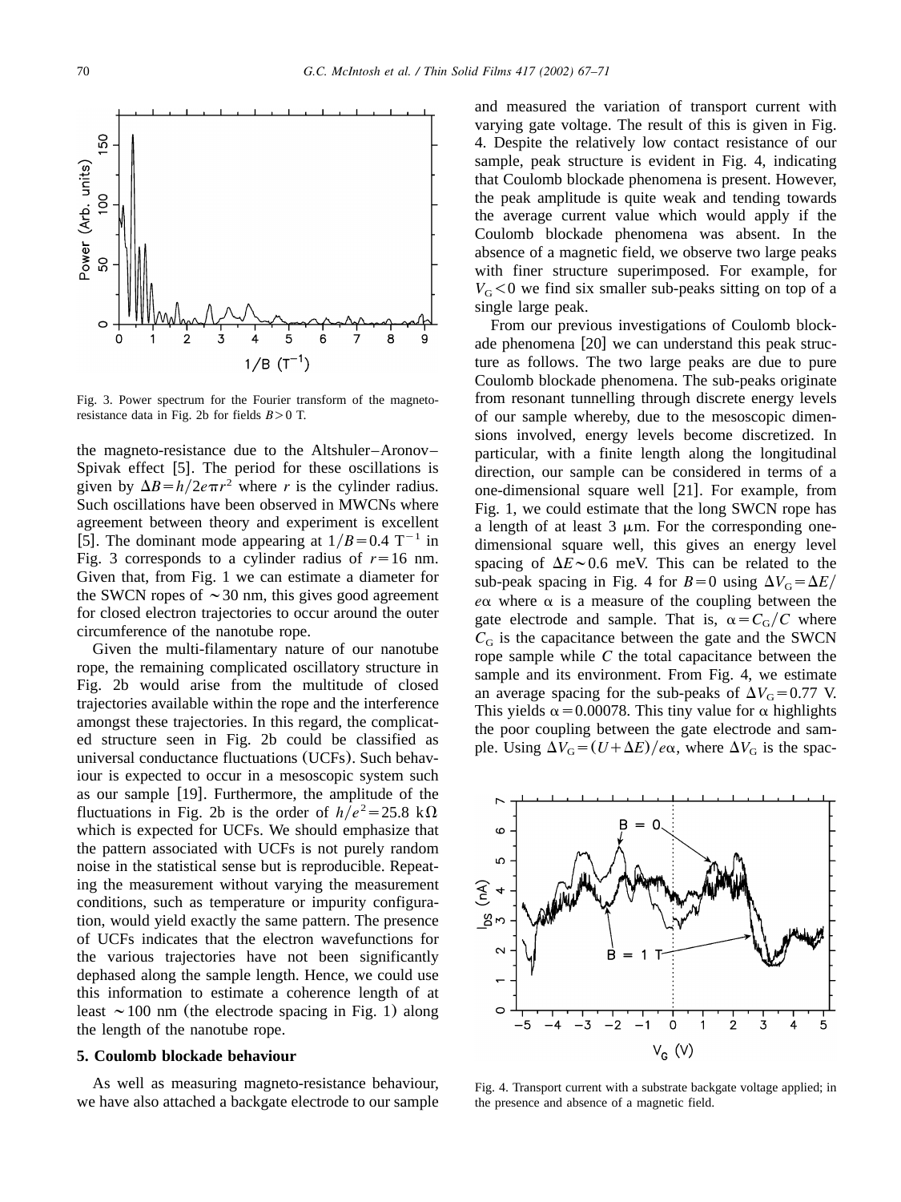Fig. 3. Power spectrum for the Fourier transform of the magneto-resistance data in Fig. 2b for fields $B>0$ T.

the magneto-resistance due to the Altshuler–Aronov–Spivak effect [5]. The period for these oscillations is given by $\Delta B = h/2e\pi r^2$ where $r$ is the cylinder radius. Such oscillations have been observed in MWCNs where agreement between theory and experiment is excellent [5]. The dominant mode appearing at $1/B = 0.4$ T$^{-1}$ in Fig. 3 corresponds to a cylinder radius of $r = 16$ nm. Given that, from Fig. 1 we can estimate a diameter for the SWCN ropes of $\sim 30$ nm, this gives good agreement for closed electron trajectories to occur around the outer circumference of the nanotube rope.

Given the multi-filamentary nature of our nanotube rope, the remaining complicated oscillatory structure in Fig. 2b would arise from the multitude of closed trajectories available within the rope and the interference amongst these trajectories. In this regard, the complicated structure seen in Fig. 2b could be classified as universal conductance fluctuations (UCFs). Such behaviour is expected to occur in a mesoscopic system such as our sample [19]. Furthermore, the amplitude of the fluctuations in Fig. 2b is the order of $h/e^2 = 25.8$ k$\Omega$ which is expected for UCFs. We should emphasize that the pattern associated with UCFs is not purely random noise in the statistical sense but is reproducible. Repeating the measurement without varying the measurement conditions, such as temperature or impurity configuration, would yield exactly the same pattern. The presence of UCFs indicates that the electron wavefunctions for the various trajectories have not been significantly dephased along the sample length. Hence, we could use this information to estimate a coherence length of at least $\sim 100$ nm (the electrode spacing in Fig. 1) along the length of the nanotube rope.

## 5. Coulomb blockade behaviour

As well as measuring magneto-resistance behaviour, we have also attached a backgate electrode to our sample and measured the variation of transport current with varying gate voltage. The result of this is given in Fig. 4. Despite the relatively low contact resistance of our sample, peak structure is evident in Fig. 4, indicating that Coulomb blockade phenomena is present. However, the peak amplitude is quite weak and tending towards the average current value which would apply if the Coulomb blockade phenomena was absent. In the absence of a magnetic field, we observe two large peaks with finer structure superimposed. For example, for $V_G < 0$ we find six smaller sub-peaks sitting on top of a single large peak.

From our previous investigations of Coulomb blockade phenomena [20] we can understand this peak structure as follows. The two large peaks are due to pure Coulomb blockade phenomena. The sub-peaks originate from resonant tunnelling through discrete energy levels of our sample whereby, due to the mesoscopic dimensions involved, energy levels become discretized. In particular, with a finite length along the longitudinal direction, our sample can be considered in terms of a one-dimensional square well [21]. For example, from Fig. 1, we could estimate that the long SWCN rope has a length of at least 3 μm. For the corresponding one-dimensional square well, this gives an energy level spacing of $\Delta E \sim 0.6$ meV. This can be related to the sub-peak spacing in Fig. 4 for $B = 0$ using $\Delta V_G = \Delta E/e\alpha$ where $\alpha$ is a measure of the coupling between the gate electrode and sample. That is, $\alpha = C_G/C$ where $C_G$ is the capacitance between the gate and the SWCN rope sample while $C$ the total capacitance between the sample and its environment. From Fig. 4, we estimate an average spacing for the sub-peaks of $\Delta V_G = 0.77$ V. This yields $\alpha = 0.00078$. This tiny value for $\alpha$ highlights the poor coupling between the gate electrode and sample. Using $\Delta V_G = (U + \Delta E)/e\alpha$, where $\Delta V_G$ is the spac-

Fig. 4. Transport current with a substrate backgate voltage applied; in the presence and absence of a magnetic field.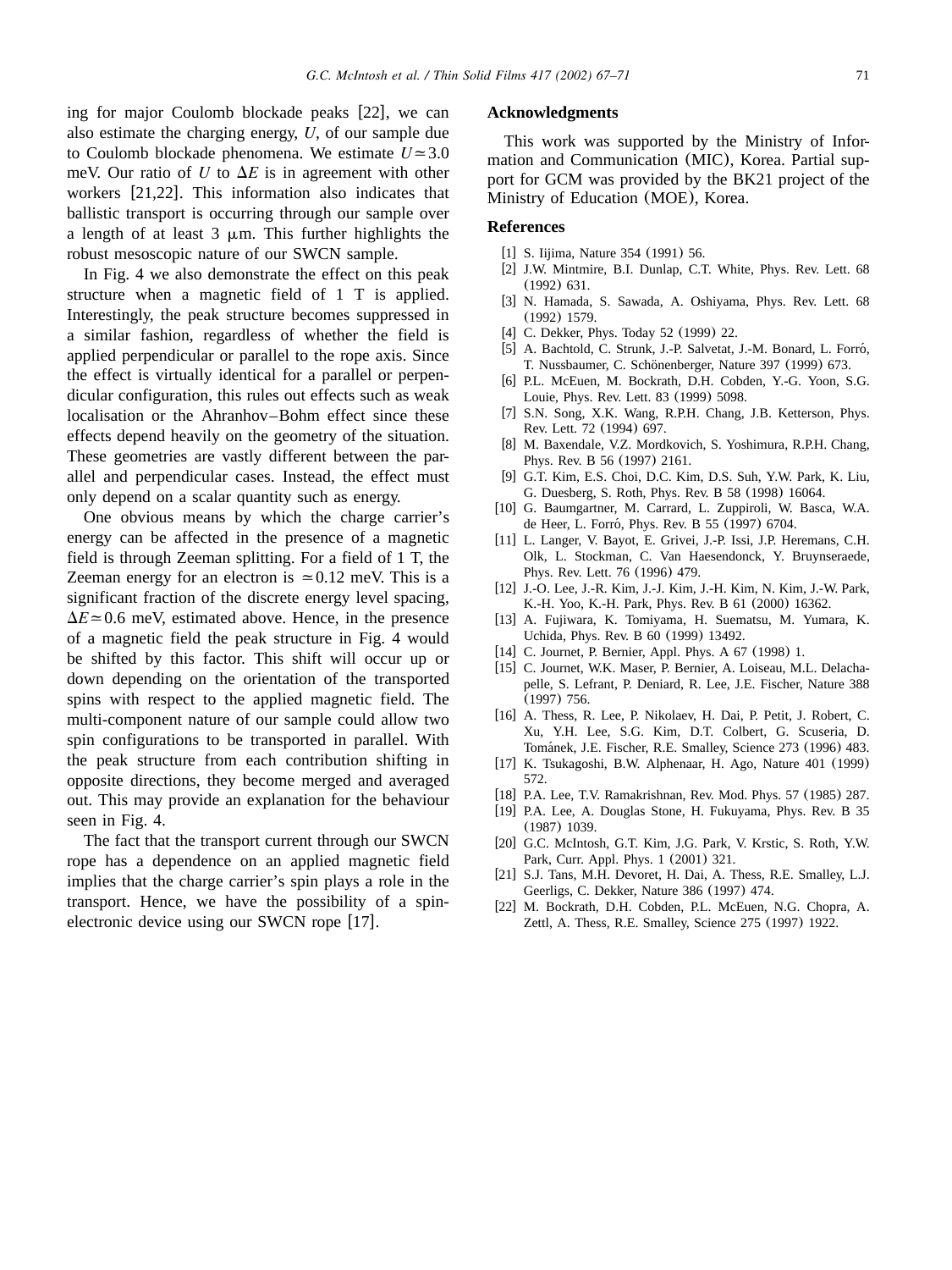ing for major Coulomb blockade peaks [22], we can also estimate the charging energy, $U$, of our sample due to Coulomb blockade phenomena. We estimate $U \simeq 3.0$ meV. Our ratio of $U$ to $\Delta E$ is in agreement with other workers [21,22]. This information also indicates that ballistic transport is occurring through our sample over a length of at least 3 μm. This further highlights the robust mesoscopic nature of our SWCN sample.

In Fig. 4 we also demonstrate the effect on this peak structure when a magnetic field of 1 T is applied. Interestingly, the peak structure becomes suppressed in a similar fashion, regardless of whether the field is applied perpendicular or parallel to the rope axis. Since the effect is virtually identical for a parallel or perpendicular configuration, this rules out effects such as weak localisation or the Ahranhov–Bohm effect since these effects depend heavily on the geometry of the situation. These geometries are vastly different between the parallel and perpendicular cases. Instead, the effect must only depend on a scalar quantity such as energy.

One obvious means by which the charge carrier's energy can be affected in the presence of a magnetic field is through Zeeman splitting. For a field of 1 T, the Zeeman energy for an electron is $\simeq 0.12$ meV. This is a significant fraction of the discrete energy level spacing, $\Delta E \simeq 0.6$ meV, estimated above. Hence, in the presence of a magnetic field the peak structure in Fig. 4 would be shifted by this factor. This shift will occur up or down depending on the orientation of the transported spins with respect to the applied magnetic field. The multi-component nature of our sample could allow two spin configurations to be transported in parallel. With the peak structure from each contribution shifting in opposite directions, they become merged and averaged out. This may provide an explanation for the behaviour seen in Fig. 4.

The fact that the transport current through our SWCN rope has a dependence on an applied magnetic field implies that the charge carrier's spin plays a role in the transport. Hence, we have the possibility of a spin-electronic device using our SWCN rope [17].

## Acknowledgments

This work was supported by the Ministry of Information and Communication (MIC), Korea. Partial support for GCM was provided by the BK21 project of the Ministry of Education (MOE), Korea.

## References

[1] S. Iijima, Nature 354 (1991) 56.

[2] J.W. Mintmire, B.I. Dunlap, C.T. White, Phys. Rev. Lett. 68 (1992) 631.

[3] N. Hamada, S. Sawada, A. Oshiyama, Phys. Rev. Lett. 68 (1992) 1579.

[4] C. Dekker, Phys. Today 52 (1999) 22.

[5] A. Bachtold, C. Strunk, J.-P. Salvetat, J.-M. Bonard, L. Forró, T. Nussbaumer, C. Schönenberger, Nature 397 (1999) 673.

[6] P.L. McEuen, M. Bockrath, D.H. Cobden, Y.-G. Yoon, S.G. Louie, Phys. Rev. Lett. 83 (1999) 5098.

[7] S.N. Song, X.K. Wang, R.P.H. Chang, J.B. Ketterson, Phys. Rev. Lett. 72 (1994) 697.

[8] M. Baxendale, V.Z. Mordkovich, S. Yoshimura, R.P.H. Chang, Phys. Rev. B 56 (1997) 2161.

[9] G.T. Kim, E.S. Choi, D.C. Kim, D.S. Suh, Y.W. Park, K. Liu, G. Duesberg, S. Roth, Phys. Rev. B 58 (1998) 16064.

[10] G. Baumgartner, M. Carrard, L. Zuppiroli, W. Basca, W.A. de Heer, L. Forró, Phys. Rev. B 55 (1997) 6704.

[11] L. Langer, V. Bayot, E. Grivei, J.-P. Issi, J.P. Heremans, C.H. Olk, L. Stockman, C. Van Haesendonck, Y. Bruynseraede, Phys. Rev. Lett. 76 (1996) 479.

[12] J.-O. Lee, J.-R. Kim, J.-J. Kim, J.-H. Kim, N. Kim, J.-W. Park, K.-H. Yoo, K.-H. Park, Phys. Rev. B 61 (2000) 16362.

[13] A. Fujiwara, K. Tomiyama, H. Suematsu, M. Yumara, K. Uchida, Phys. Rev. B 60 (1999) 13492.

[14] C. Journet, P. Bernier, Appl. Phys. A 67 (1998) 1.

[15] C. Journet, W.K. Maser, P. Bernier, A. Loiseau, M.L. Delachapelle, S. Lefrant, P. Deniard, R. Lee, J.E. Fischer, Nature 388 (1997) 756.

[16] A. Thess, R. Lee, P. Nikolaev, H. Dai, P. Petit, J. Robert, C. Xu, Y.H. Lee, S.G. Kim, D.T. Colbert, G. Scuseria, D. Tománek, J.E. Fischer, R.E. Smalley, Science 273 (1996) 483.

[17] K. Tsukagoshi, B.W. Alphenaar, H. Ago, Nature 401 (1999) 572.

[18] P.A. Lee, T.V. Ramakrishnan, Rev. Mod. Phys. 57 (1985) 287.

[19] P.A. Lee, A. Douglas Stone, H. Fukuyama, Phys. Rev. B 35 (1987) 1039.

[20] G.C. McIntosh, G.T. Kim, J.G. Park, V. Krstic, S. Roth, Y.W. Park, Curr. Appl. Phys. 1 (2001) 321.

[21] S.J. Tans, M.H. Devoret, H. Dai, A. Thess, R.E. Smalley, L.J. Geerligs, C. Dekker, Nature 386 (1997) 474.

[22] M. Bockrath, D.H. Cobden, P.L. McEuen, N.G. Chopra, A. Zettl, A. Thess, R.E. Smalley, Science 275 (1997) 1922.